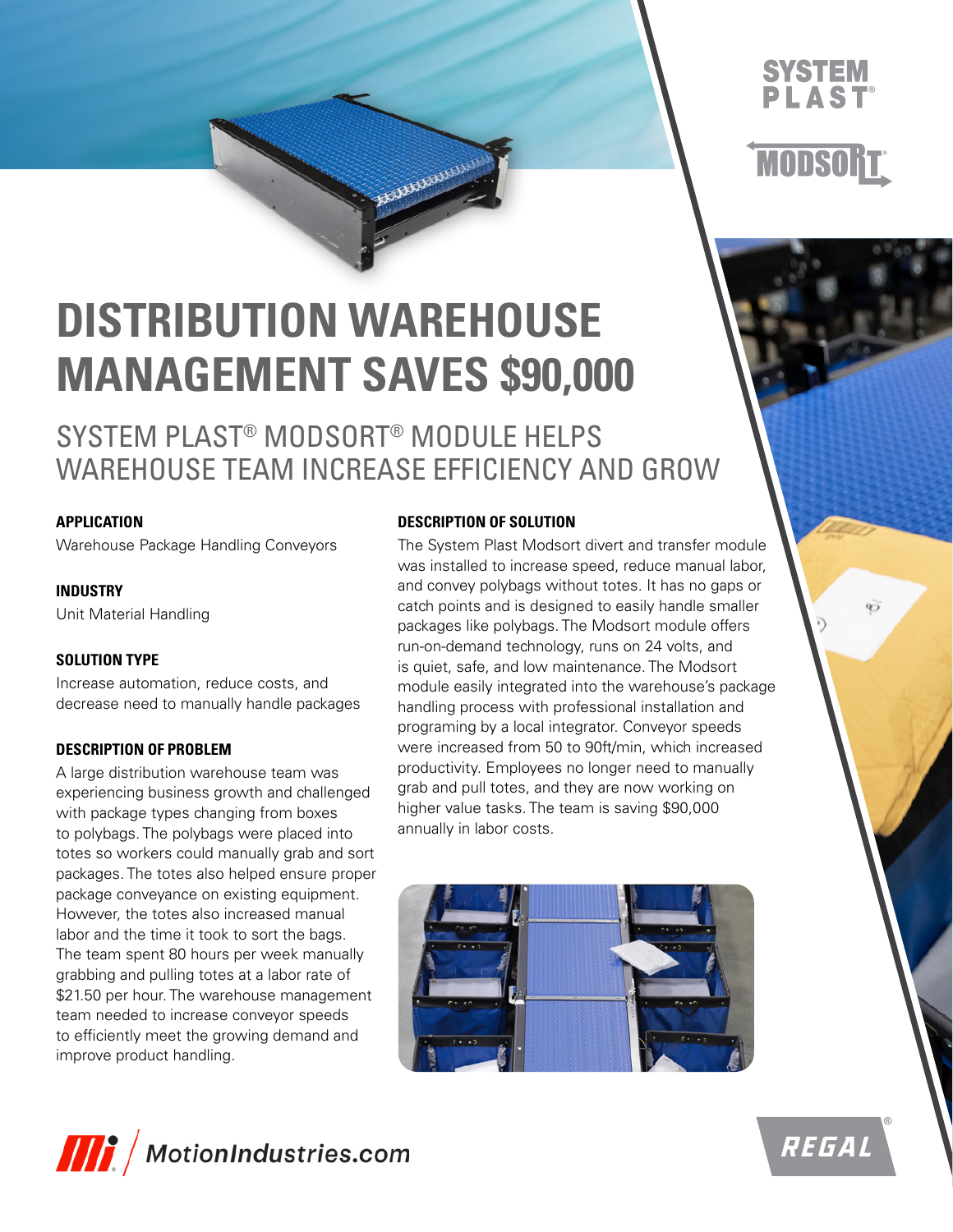# DISTRIBUTION WAREHOUSE MANAGEMENT SAVES $90,000

## SYSTEM PLAST® MODSORT® MODULE HELPS WAREHOUSE TEAM INCREASE EFFICIENCY AND GROW

**APPLICATION**

Warehouse Package Handling Conveyors

**INDUSTRY**

Unit Material Handling

**SOLUTION TYPE**

Increase automation, reduce costs, and decrease need to manually handle packages

**DESCRIPTION OF PROBLEM**

A large distribution warehouse team was experiencing business growth and challenged with package types changing from boxes to polybags. The polybags were placed into totes so workers could manually grab and sort packages. The totes also helped ensure proper package conveyance on existing equipment. However, the totes also increased manual labor and the time it took to sort the bags. The team spent 80 hours per week manually grabbing and pulling totes at a labor rate of $21.50 per hour. The warehouse management team needed to increase conveyor speeds to efficiently meet the growing demand and improve product handling.

**DESCRIPTION OF SOLUTION**

The System Plast Modsort divert and transfer module was installed to increase speed, reduce manual labor, and convey polybags without totes. It has no gaps or catch points and is designed to easily handle smaller packages like polybags. The Modsort module offers run-on-demand technology, runs on 24 volts, and is quiet, safe, and low maintenance. The Modsort module easily integrated into the warehouse's package handling process with professional installation and programing by a local integrator. Conveyor speeds were increased from 50 to 90ft/min, which increased productivity. Employees no longer need to manually grab and pull totes, and they are now working on higher value tasks. The team is saving $90,000 annually in labor costs.

MotionIndustries.com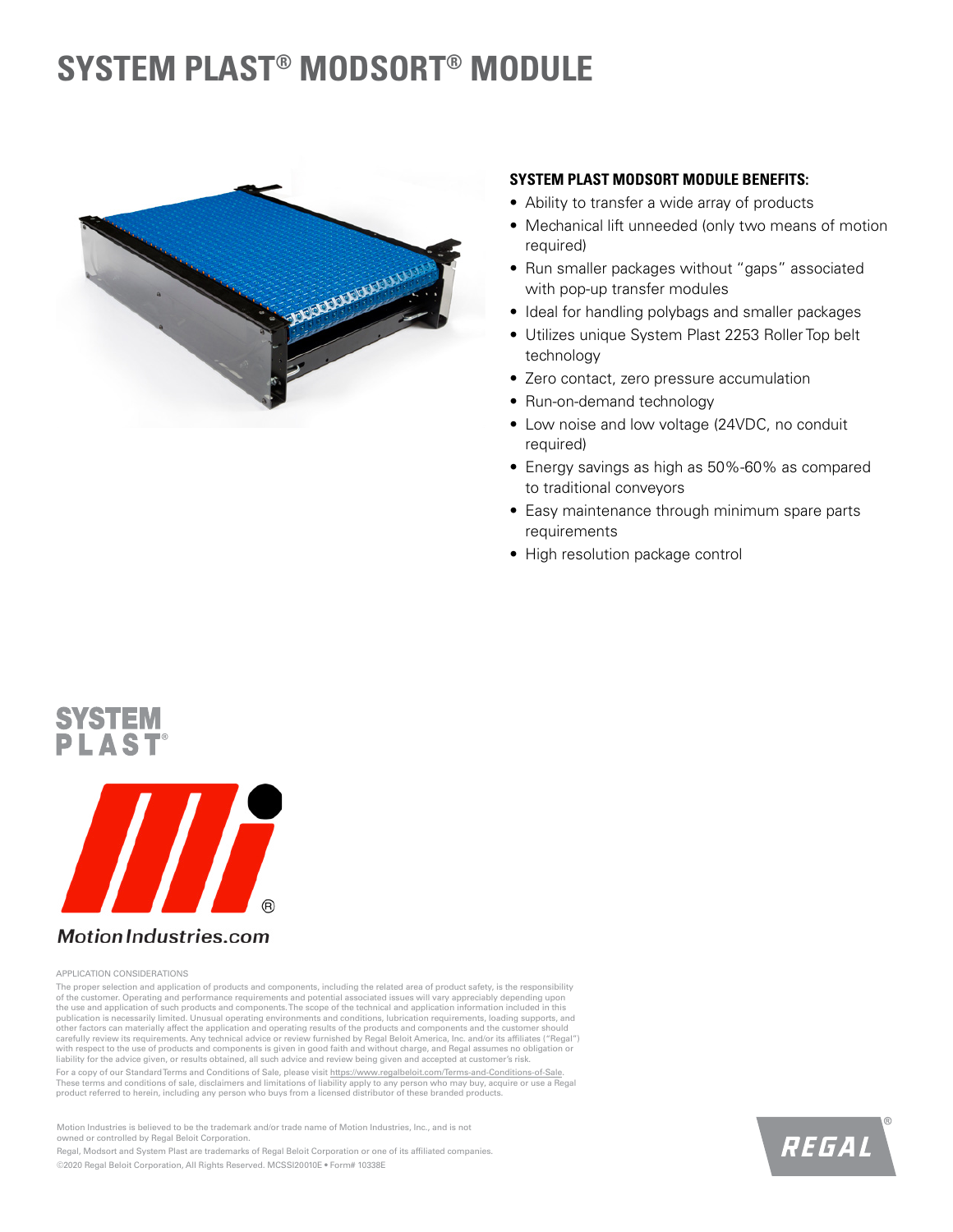# SYSTEM PLAST® MODSORT® MODULE

**SYSTEM PLAST MODSORT MODULE BENEFITS:**

- Ability to transfer a wide array of products
- Mechanical lift unneeded (only two means of motion required)
- Run smaller packages without "gaps" associated with pop-up transfer modules
- Ideal for handling polybags and smaller packages
- Utilizes unique System Plast 2253 Roller Top belt technology
- Zero contact, zero pressure accumulation
- Run-on-demand technology
- Low noise and low voltage (24VDC, no conduit required)
- Energy savings as high as 50%-60% as compared to traditional conveyors
- Easy maintenance through minimum spare parts requirements
- High resolution package control

SYSTEM PLAST®

MotionIndustries.com

APPLICATION CONSIDERATIONS

The proper selection and application of products and components, including the related area of product safety, is the responsibility of the customer. Operating and performance requirements and potential associated issues will vary appreciably depending upon the use and application of such products and components. The scope of the technical and application information included in this publication is necessarily limited. Unusual operating environments and conditions, lubrication requirements, loading supports, and other factors can materially affect the application and operating results of the products and components and the customer should carefully review its requirements. Any technical advice or review furnished by Regal Beloit America, Inc. and/or its affiliates ("Regal") with respect to the use of products and components is given in good faith and without charge, and Regal assumes no obligation or liability for the advice given, or results obtained, all such advice and review being given and accepted at customer's risk.

For a copy of our Standard Terms and Conditions of Sale, please visit https://www.regalbeloit.com/Terms-and-Conditions-of-Sale. These terms and conditions of sale, disclaimers and limitations of liability apply to any person who may buy, acquire or use a Regal product referred to herein, including any person who buys from a licensed distributor of these branded products.

Motion Industries is believed to be the trademark and/or trade name of Motion Industries, Inc., and is not owned or controlled by Regal Beloit Corporation.

Regal, Modsort and System Plast are trademarks of Regal Beloit Corporation or one of its affiliated companies.

©2020 Regal Beloit Corporation, All Rights Reserved. MCSSI20010E • Form# 10338E

REGAL®